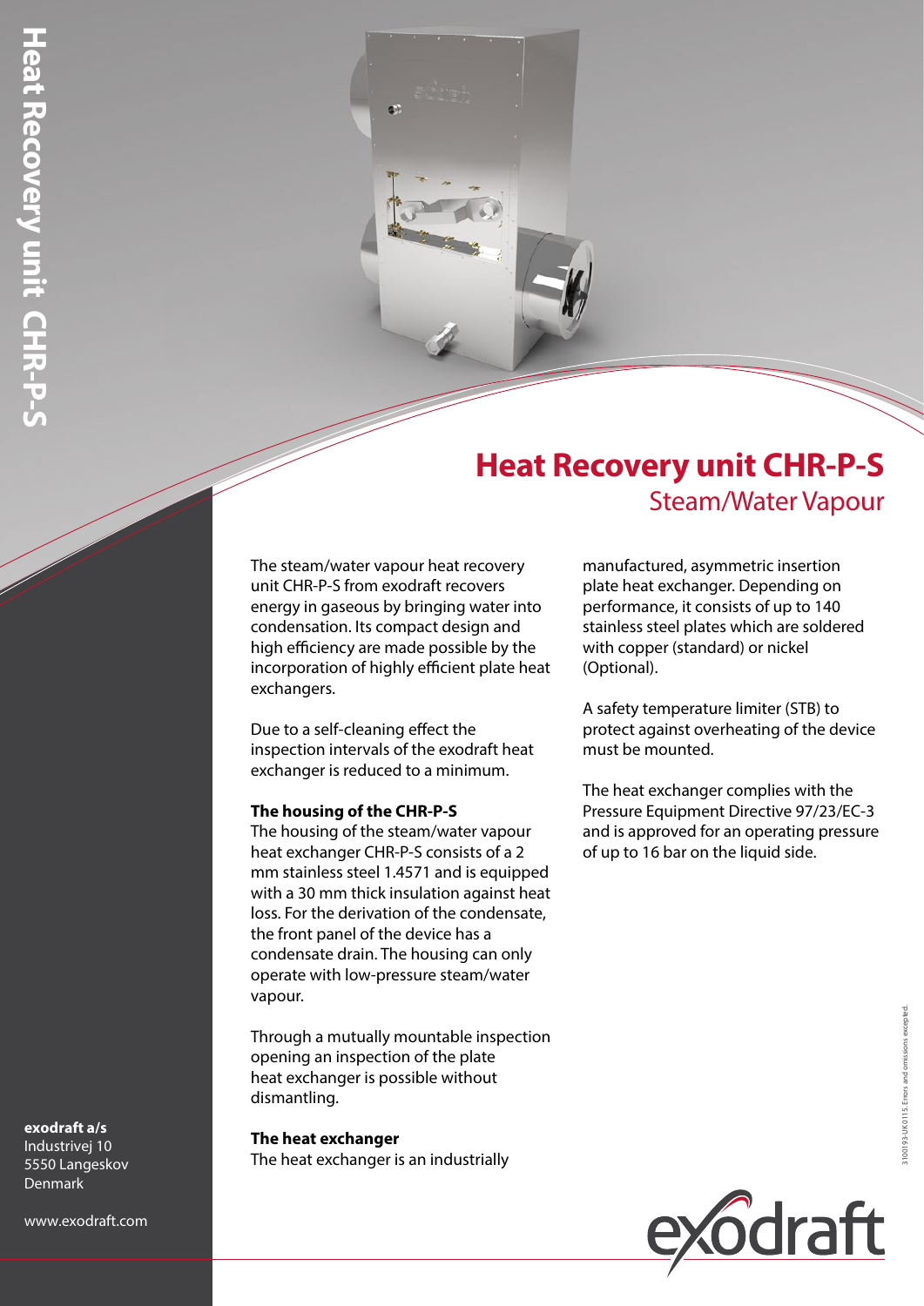# Heat Recovery unit CHR-P-S

## Steam/Water Vapour

The steam/water vapour heat recovery unit CHR-P-S from exodraft recovers energy in gaseous by bringing water into condensation. Its compact design and high efficiency are made possible by the incorporation of highly efficient plate heat exchangers.

Due to a self-cleaning effect the inspection intervals of the exodraft heat exchanger is reduced to a minimum.

**The housing of the CHR-P-S**
The housing of the steam/water vapour heat exchanger CHR-P-S consists of a 2 mm stainless steel 1.4571 and is equipped with a 30 mm thick insulation against heat loss. For the derivation of the condensate, the front panel of the device has a condensate drain. The housing can only operate with low-pressure steam/water vapour.

Through a mutually mountable inspection opening an inspection of the plate heat exchanger is possible without dismantling.

**The heat exchanger**
The heat exchanger is an industrially manufactured, asymmetric insertion plate heat exchanger. Depending on performance, it consists of up to 140 stainless steel plates which are soldered with copper (standard) or nickel (Optional).

A safety temperature limiter (STB) to protect against overheating of the device must be mounted.

The heat exchanger complies with the Pressure Equipment Directive 97/23/EC-3 and is approved for an operating pressure of up to 16 bar on the liquid side.

**exodraft a/s**
Industrivej 10
5550 Langeskov
Denmark

www.exodraft.com

3100193-UK0115. Errors and omissions excepted.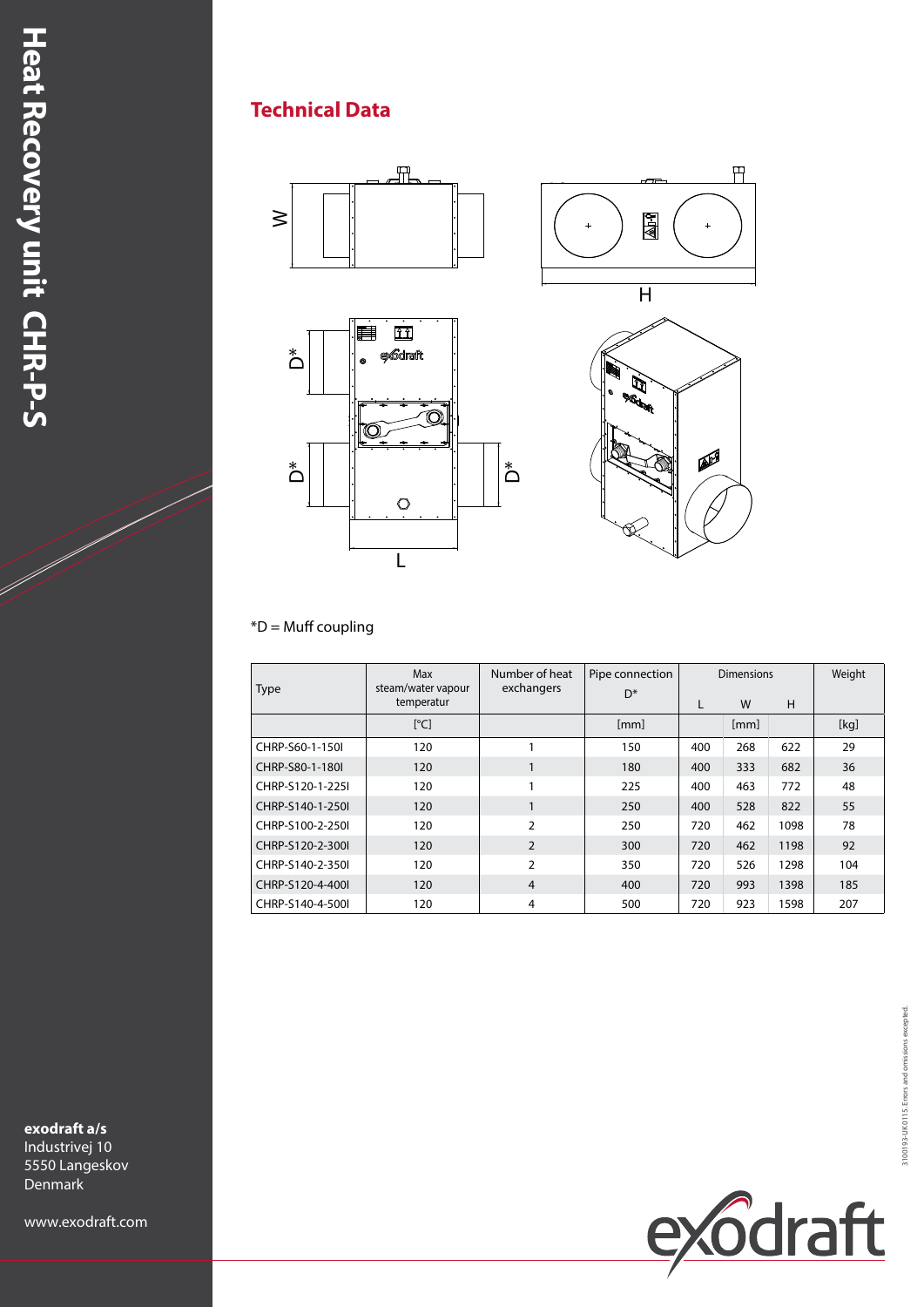# Heat Recovery unit CHR-P-S

## Technical Data

W

H

D*

D*

D*

L

*D = Muff coupling

| Type | Max steam/water vapour temperatur | Number of heat exchangers | Pipe connection D* | Dimensions | | | Weight |
|---|---|---|---|---|---|---|---|
| | | | | L | W | H | |
| | [°C] | | [mm] | | [mm] | | [kg] |
| CHRP-S60-1-150I | 120 | 1 | 150 | 400 | 268 | 622 | 29 |
| CHRP-S80-1-180I | 120 | 1 | 180 | 400 | 333 | 682 | 36 |
| CHRP-S120-1-225I | 120 | 1 | 225 | 400 | 463 | 772 | 48 |
| CHRP-S140-1-250I | 120 | 1 | 250 | 400 | 528 | 822 | 55 |
| CHRP-S100-2-250I | 120 | 2 | 250 | 720 | 462 | 1098 | 78 |
| CHRP-S120-2-300I | 120 | 2 | 300 | 720 | 462 | 1198 | 92 |
| CHRP-S140-2-350I | 120 | 2 | 350 | 720 | 526 | 1298 | 104 |
| CHRP-S120-4-400I | 120 | 4 | 400 | 720 | 993 | 1398 | 185 |
| CHRP-S140-4-500I | 120 | 4 | 500 | 720 | 923 | 1598 | 207 |

**exodraft a/s**
Industrivej 10
5550 Langeskov
Denmark

www.exodraft.com

3100193-UK0115. Errors and omissions excepted.

exodraft